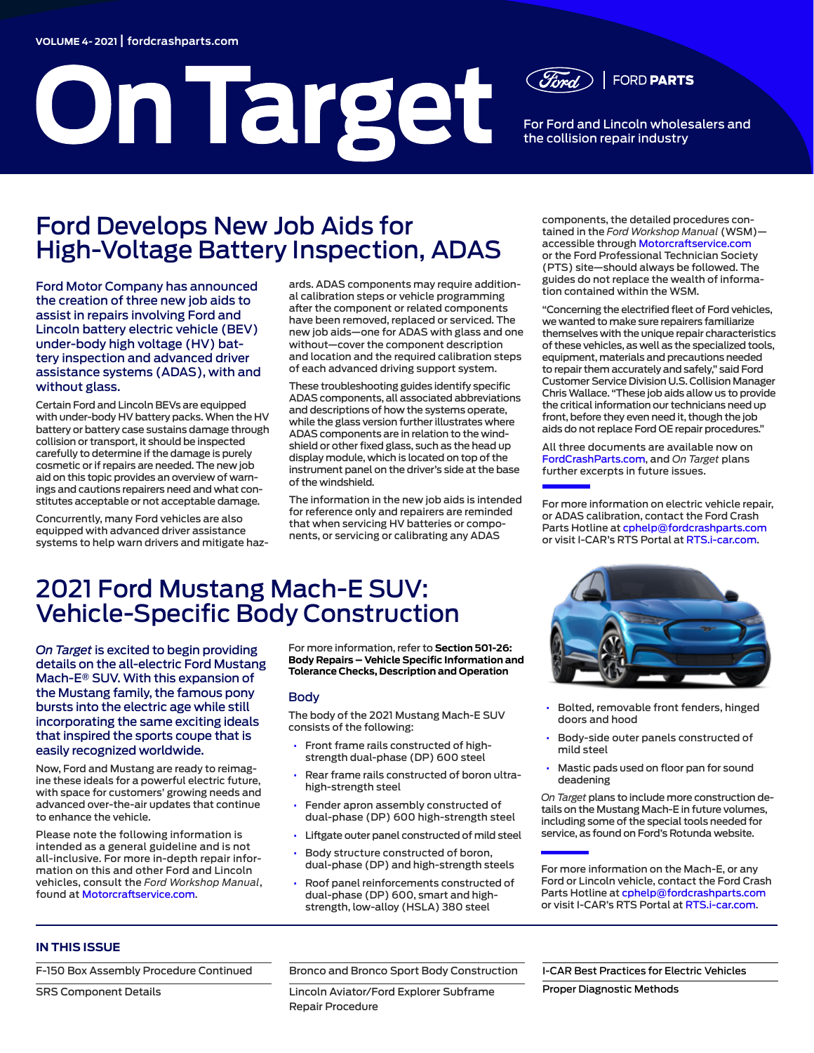VOLUME 4- 2021 | fordcrashparts.com

# On Target

FORD PARTS

For Ford and Lincoln wholesalers and the collision repair industry

## Ford Develops New Job Aids for High-Voltage Battery Inspection, ADAS

Ford Motor Company has announced the creation of three new job aids to assist in repairs involving Ford and Lincoln battery electric vehicle (BEV) under-body high voltage (HV) battery inspection and advanced driver assistance systems (ADAS), with and without glass.

Certain Ford and Lincoln BEVs are equipped with under-body HV battery packs. When the HV battery or battery case sustains damage through collision or transport, it should be inspected carefully to determine if the damage is purely cosmetic or if repairs are needed. The new job aid on this topic provides an overview of warnings and cautions repairers need and what constitutes acceptable or not acceptable damage.

Concurrently, many Ford vehicles are also equipped with advanced driver assistance systems to help warn drivers and mitigate hazards. ADAS components may require additional calibration steps or vehicle programming after the component or related components have been removed, replaced or serviced. The new job aids—one for ADAS with glass and one without—cover the component description and location and the required calibration steps of each advanced driving support system.

These troubleshooting guides identify specific ADAS components, all associated abbreviations and descriptions of how the systems operate, while the glass version further illustrates where ADAS components are in relation to the windshield or other fixed glass, such as the head up display module, which is located on top of the instrument panel on the driver's side at the base of the windshield.

The information in the new job aids is intended for reference only and repairers are reminded that when servicing HV batteries or components, or servicing or calibrating any ADAS components, the detailed procedures contained in the *Ford Workshop Manual* (WSM)—accessible through Motorcraftservice.com or the Ford Professional Technician Society (PTS) site—should always be followed. The guides do not replace the wealth of information contained within the WSM.

"Concerning the electrified fleet of Ford vehicles, we wanted to make sure repairers familiarize themselves with the unique repair characteristics of these vehicles, as well as the specialized tools, equipment, materials and precautions needed to repair them accurately and safely," said Ford Customer Service Division U.S. Collision Manager Chris Wallace. "These job aids allow us to provide the critical information our technicians need up front, before they even need it, though the job aids do not replace Ford OE repair procedures."

All three documents are available now on FordCrashParts.com, and *On Target* plans further excerpts in future issues.

For more information on electric vehicle repair, or ADAS calibration, contact the Ford Crash Parts Hotline at cphelp@fordcrashparts.com or visit I-CAR's RTS Portal at RTS.i-car.com.

## 2021 Ford Mustang Mach-E SUV: Vehicle-Specific Body Construction

*On Target* is excited to begin providing details on the all-electric Ford Mustang Mach-E® SUV. With this expansion of the Mustang family, the famous pony bursts into the electric age while still incorporating the same exciting ideals that inspired the sports coupe that is easily recognized worldwide.

Now, Ford and Mustang are ready to reimagine these ideals for a powerful electric future, with space for customers' growing needs and advanced over-the-air updates that continue to enhance the vehicle.

Please note the following information is intended as a general guideline and is not all-inclusive. For more in-depth repair information on this and other Ford and Lincoln vehicles, consult the *Ford Workshop Manual*, found at Motorcraftservice.com.

For more information, refer to **Section 501-26: Body Repairs – Vehicle Specific Information and Tolerance Checks, Description and Operation**

### Body

The body of the 2021 Mustang Mach-E SUV consists of the following:

- Front frame rails constructed of high-strength dual-phase (DP) 600 steel
- Rear frame rails constructed of boron ultra-high-strength steel
- Fender apron assembly constructed of dual-phase (DP) 600 high-strength steel
- Liftgate outer panel constructed of mild steel
- Body structure constructed of boron, dual-phase (DP) and high-strength steels
- Roof panel reinforcements constructed of dual-phase (DP) 600, smart and high-strength, low-alloy (HSLA) 380 steel
- Bolted, removable front fenders, hinged doors and hood
- Body-side outer panels constructed of mild steel
- Mastic pads used on floor pan for sound deadening

*On Target* plans to include more construction details on the Mustang Mach-E in future volumes, including some of the special tools needed for service, as found on Ford's Rotunda website.

For more information on the Mach-E, or any Ford or Lincoln vehicle, contact the Ford Crash Parts Hotline at cphelp@fordcrashparts.com or visit I-CAR's RTS Portal at RTS.i-car.com.

### IN THIS ISSUE

- F-150 Box Assembly Procedure Continued
- SRS Component Details
- Bronco and Bronco Sport Body Construction
- Lincoln Aviator/Ford Explorer Subframe Repair Procedure
- I-CAR Best Practices for Electric Vehicles
- Proper Diagnostic Methods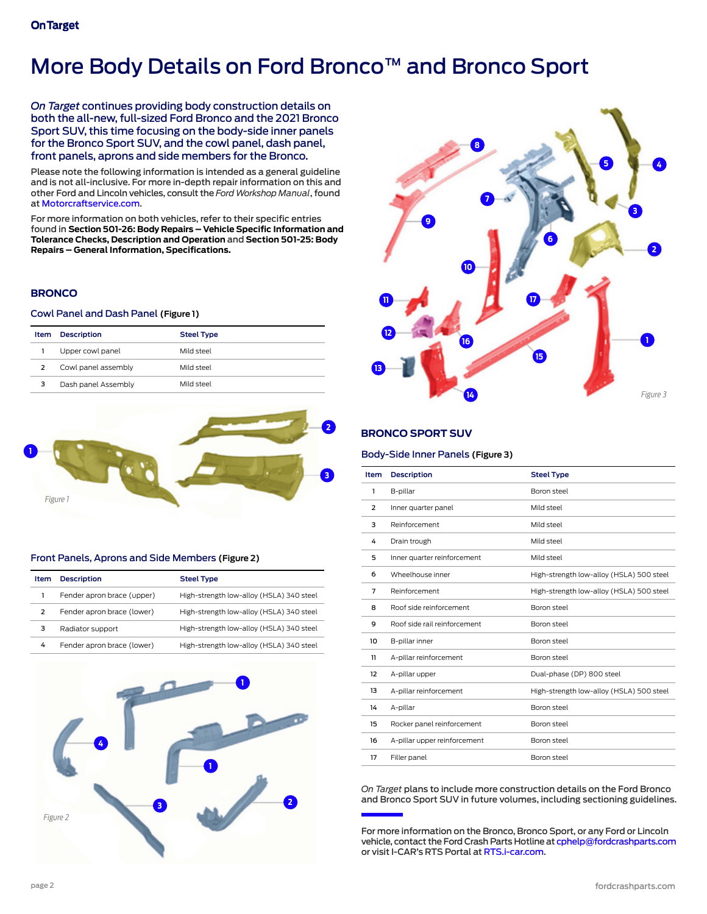# More Body Details on Ford Bronco™ and Bronco Sport

*On Target* continues providing body construction details on both the all-new, full-sized Ford Bronco and the 2021 Bronco Sport SUV, this time focusing on the body-side inner panels for the Bronco Sport SUV, and the cowl panel, dash panel, front panels, aprons and side members for the Bronco.

Please note the following information is intended as a general guideline and is not all-inclusive. For more in-depth repair information on this and other Ford and Lincoln vehicles, consult the *Ford Workshop Manual*, found at Motorcraftservice.com.

For more information on both vehicles, refer to their specific entries found in **Section 501-26: Body Repairs – Vehicle Specific Information and Tolerance Checks, Description and Operation** and **Section 501-25: Body Repairs – General Information, Specifications.**

## BRONCO

### Cowl Panel and Dash Panel (Figure 1)

| Item | Description | Steel Type |
|---|---|---|
| 1 | Upper cowl panel | Mild steel |
| 2 | Cowl panel assembly | Mild steel |
| 3 | Dash panel Assembly | Mild steel |

Figure 1

### Front Panels, Aprons and Side Members (Figure 2)

| Item | Description | Steel Type |
|---|---|---|
| 1 | Fender apron brace (upper) | High-strength low-alloy (HSLA) 340 steel |
| 2 | Fender apron brace (lower) | High-strength low-alloy (HSLA) 340 steel |
| 3 | Radiator support | High-strength low-alloy (HSLA) 340 steel |
| 4 | Fender apron brace (lower) | High-strength low-alloy (HSLA) 340 steel |

Figure 2

Figure 3

## BRONCO SPORT SUV

### Body-Side Inner Panels (Figure 3)

| Item | Description | Steel Type |
|---|---|---|
| 1 | B-pillar | Boron steel |
| 2 | Inner quarter panel | Mild steel |
| 3 | Reinforcement | Mild steel |
| 4 | Drain trough | Mild steel |
| 5 | Inner quarter reinforcement | Mild steel |
| 6 | Wheelhouse inner | High-strength low-alloy (HSLA) 500 steel |
| 7 | Reinforcement | High-strength low-alloy (HSLA) 500 steel |
| 8 | Roof side reinforcement | Boron steel |
| 9 | Roof side rail reinforcement | Boron steel |
| 10 | B-pillar inner | Boron steel |
| 11 | A-pillar reinforcement | Boron steel |
| 12 | A-pillar upper | Dual-phase (DP) 800 steel |
| 13 | A-pillar reinforcement | High-strength low-alloy (HSLA) 500 steel |
| 14 | A-pillar | Boron steel |
| 15 | Rocker panel reinforcement | Boron steel |
| 16 | A-pillar upper reinforcement | Boron steel |
| 17 | Filler panel | Boron steel |

*On Target* plans to include more construction details on the Ford Bronco and Bronco Sport SUV in future volumes, including sectioning guidelines.

For more information on the Bronco, Bronco Sport, or any Ford or Lincoln vehicle, contact the Ford Crash Parts Hotline at cphelp@fordcrashparts.com or visit I-CAR's RTS Portal at RTS.i-car.com.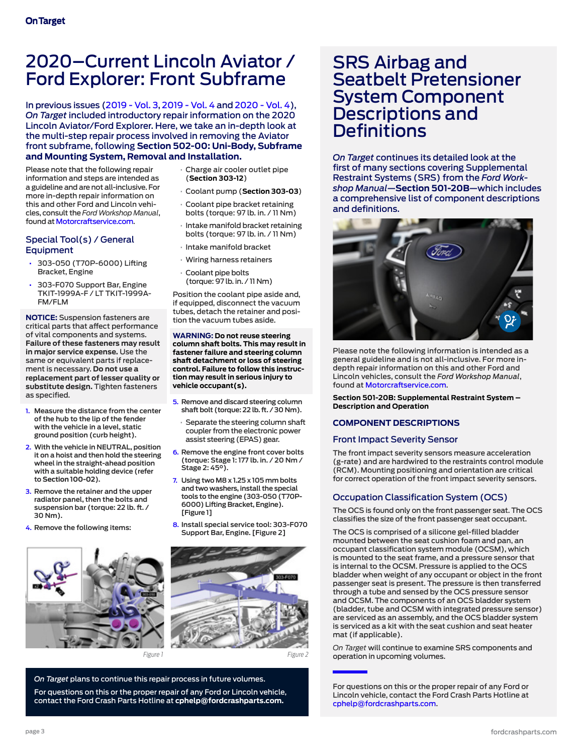# 2020–Current Lincoln Aviator / Ford Explorer: Front Subframe

In previous issues (2019 - Vol. 3, 2019 - Vol. 4 and 2020 - Vol. 4), *On Target* included introductory repair information on the 2020 Lincoln Aviator/Ford Explorer. Here, we take an in-depth look at the multi-step repair process involved in removing the Aviator front subframe, following **Section 502-00: Uni-Body, Subframe and Mounting System, Removal and Installation.**

Please note that the following repair information and steps are intended as a guideline and are not all-inclusive. For more in-depth repair information on this and other Ford and Lincoln vehicles, consult the *Ford Workshop Manual*, found at Motorcraftservice.com.

## Special Tool(s) / General Equipment

- 303-050 (T70P-6000) Lifting Bracket, Engine
- 303-F070 Support Bar, Engine TKIT-1999A-F / LT TKIT-1999A-FM/FLM

**NOTICE:** Suspension fasteners are critical parts that affect performance of vital components and systems. **Failure of these fasteners may result in major service expense.** Use the same or equivalent parts if replacement is necessary. **Do not use a replacement part of lesser quality or substitute design.** Tighten fasteners as specified.

1. Measure the distance from the center of the hub to the lip of the fender with the vehicle in a level, static ground position (curb height).
2. With the vehicle in NEUTRAL, position it on a hoist and then hold the steering wheel in the straight-ahead position with a suitable holding device (refer to Section 100-02).
3. Remove the retainer and the upper radiator panel, then the bolts and suspension bar (torque: 22 lb. ft. / 30 Nm).
4. Remove the following items:
   - Charge air cooler outlet pipe (**Section 303-12**)
   - Coolant pump (**Section 303-03**)
   - Coolant pipe bracket retaining bolts (torque: 97 lb. in. / 11 Nm)
   - Intake manifold bracket retaining bolts (torque: 97 lb. in. / 11 Nm)
   - Intake manifold bracket
   - Wiring harness retainers
   - Coolant pipe bolts (torque: 97 lb. in. / 11 Nm)

   Position the coolant pipe aside and, if equipped, disconnect the vacuum tubes, detach the retainer and position the vacuum tubes aside.

**WARNING: Do not reuse steering column shaft bolts. This may result in fastener failure and steering column shaft detachment or loss of steering control. Failure to follow this instruction may result in serious injury to vehicle occupant(s).**

5. Remove and discard steering column shaft bolt (torque: 22 lb. ft. / 30 Nm).
   - Separate the steering column shaft coupler from the electronic power assist steering (EPAS) gear.
6. Remove the engine front cover bolts (torque: Stage 1: 177 lb. in. / 20 Nm / Stage 2: 45º).
7. Using two M8 x 1.25 x 105 mm bolts and two washers, install the special tools to the engine (303-050 (T70P-6000) Lifting Bracket, Engine). [Figure 1]
8. Install special service tool: 303-F070 Support Bar, Engine. [Figure 2]

*Figure 1*

*Figure 2*

*On Target* plans to continue this repair process in future volumes.

For questions on this or the proper repair of any Ford or Lincoln vehicle, contact the Ford Crash Parts Hotline at **cphelp@fordcrashparts.com.**

# SRS Airbag and Seatbelt Pretensioner System Component Descriptions and Definitions

*On Target* continues its detailed look at the first of many sections covering Supplemental Restraint Systems (SRS) from the *Ford Workshop Manual*—**Section 501-20B**—which includes a comprehensive list of component descriptions and definitions.

Please note the following information is intended as a general guideline and is not all-inclusive. For more in-depth repair information on this and other Ford and Lincoln vehicles, consult the *Ford Workshop Manual*, found at Motorcraftservice.com.

**Section 501-20B: Supplemental Restraint System – Description and Operation**

## COMPONENT DESCRIPTIONS

### Front Impact Severity Sensor

The front impact severity sensors measure acceleration (g-rate) and are hardwired to the restraints control module (RCM). Mounting positioning and orientation are critical for correct operation of the front impact severity sensors.

### Occupation Classification System (OCS)

The OCS is found only on the front passenger seat. The OCS classifies the size of the front passenger seat occupant.

The OCS is comprised of a silicone gel-filled bladder mounted between the seat cushion foam and pan, an occupant classification system module (OCSM), which is mounted to the seat frame, and a pressure sensor that is internal to the OCSM. Pressure is applied to the OCS bladder when weight of any occupant or object in the front passenger seat is present. The pressure is then transferred through a tube and sensed by the OCS pressure sensor and OCSM. The components of an OCS bladder system (bladder, tube and OCSM with integrated pressure sensor) are serviced as an assembly, and the OCS bladder system is serviced as a kit with the seat cushion and seat heater mat (if applicable).

*On Target* will continue to examine SRS components and operation in upcoming volumes.

For questions on this or the proper repair of any Ford or Lincoln vehicle, contact the Ford Crash Parts Hotline at cphelp@fordcrashparts.com.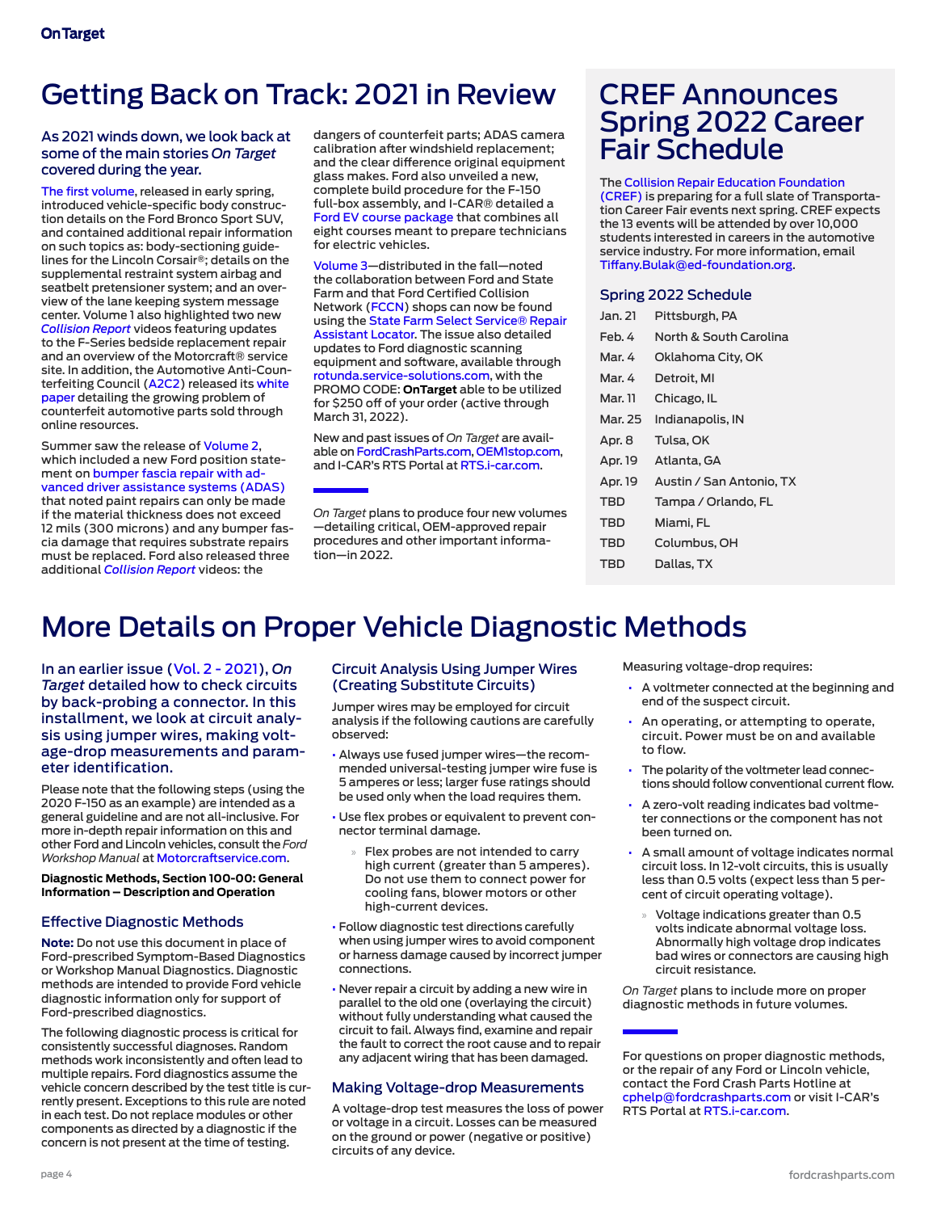# Getting Back on Track: 2021 in Review

As 2021 winds down, we look back at some of the main stories *On Target* covered during the year.

The first volume, released in early spring, introduced vehicle-specific body construction details on the Ford Bronco Sport SUV, and contained additional repair information on such topics as: body-sectioning guidelines for the Lincoln Corsair®; details on the supplemental restraint system airbag and seatbelt pretensioner system; and an overview of the lane keeping system message center. Volume 1 also highlighted two new *Collision Report* videos featuring updates to the F-Series bedside replacement repair and an overview of the Motorcraft® service site. In addition, the Automotive Anti-Counterfeiting Council (A2C2) released its white paper detailing the growing problem of counterfeit automotive parts sold through online resources.

Summer saw the release of Volume 2, which included a new Ford position statement on bumper fascia repair with advanced driver assistance systems (ADAS) that noted paint repairs can only be made if the material thickness does not exceed 12 mils (300 microns) and any bumper fascia damage that requires substrate repairs must be replaced. Ford also released three additional *Collision Report* videos: the dangers of counterfeit parts; ADAS camera calibration after windshield replacement; and the clear difference original equipment glass makes. Ford also unveiled a new, complete build procedure for the F-150 full-box assembly, and I-CAR® detailed a Ford EV course package that combines all eight courses meant to prepare technicians for electric vehicles.

Volume 3—distributed in the fall—noted the collaboration between Ford and State Farm and that Ford Certified Collision Network (FCCN) shops can now be found using the State Farm Select Service® Repair Assistant Locator. The issue also detailed updates to Ford diagnostic scanning equipment and software, available through rotunda.service-solutions.com, with the PROMO CODE: **OnTarget** able to be utilized for $250 off of your order (active through March 31, 2022).

New and past issues of *On Target* are available on FordCrashParts.com, OEM1stop.com, and I-CAR's RTS Portal at RTS.i-car.com.

*On Target* plans to produce four new volumes—detailing critical, OEM-approved repair procedures and other important information—in 2022.

# CREF Announces Spring 2022 Career Fair Schedule

The Collision Repair Education Foundation (CREF) is preparing for a full slate of Transportation Career Fair events next spring. CREF expects the 13 events will be attended by over 10,000 students interested in careers in the automotive service industry. For more information, email Tiffany.Bulak@ed-foundation.org.

## Spring 2022 Schedule

| | |
|---|---|
| Jan. 21 | Pittsburgh, PA |
| Feb. 4 | North & South Carolina |
| Mar. 4 | Oklahoma City, OK |
| Mar. 4 | Detroit, MI |
| Mar. 11 | Chicago, IL |
| Mar. 25 | Indianapolis, IN |
| Apr. 8 | Tulsa, OK |
| Apr. 19 | Atlanta, GA |
| Apr. 19 | Austin / San Antonio, TX |
| TBD | Tampa / Orlando, FL |
| TBD | Miami, FL |
| TBD | Columbus, OH |
| TBD | Dallas, TX |

# More Details on Proper Vehicle Diagnostic Methods

In an earlier issue (Vol. 2 - 2021), *On Target* detailed how to check circuits by back-probing a connector. In this installment, we look at circuit analysis using jumper wires, making voltage-drop measurements and parameter identification.

Please note that the following steps (using the 2020 F-150 as an example) are intended as a general guideline and are not all-inclusive. For more in-depth repair information on this and other Ford and Lincoln vehicles, consult the *Ford Workshop Manual* at Motorcraftservice.com.

**Diagnostic Methods, Section 100-00: General Information – Description and Operation**

## Effective Diagnostic Methods

**Note:** Do not use this document in place of Ford-prescribed Symptom-Based Diagnostics or Workshop Manual Diagnostics. Diagnostic methods are intended to provide Ford vehicle diagnostic information only for support of Ford-prescribed diagnostics.

The following diagnostic process is critical for consistently successful diagnoses. Random methods work inconsistently and often lead to multiple repairs. Ford diagnostics assume the vehicle concern described by the test title is currently present. Exceptions to this rule are noted in each test. Do not replace modules or other components as directed by a diagnostic if the concern is not present at the time of testing.

## Circuit Analysis Using Jumper Wires (Creating Substitute Circuits)

Jumper wires may be employed for circuit analysis if the following cautions are carefully observed:

- Always use fused jumper wires—the recommended universal-testing jumper wire fuse is 5 amperes or less; larger fuse ratings should be used only when the load requires them.
- Use flex probes or equivalent to prevent connector terminal damage.
  - Flex probes are not intended to carry high current (greater than 5 amperes). Do not use them to connect power for cooling fans, blower motors or other high-current devices.
- Follow diagnostic test directions carefully when using jumper wires to avoid component or harness damage caused by incorrect jumper connections.
- Never repair a circuit by adding a new wire in parallel to the old one (overlaying the circuit) without fully understanding what caused the circuit to fail. Always find, examine and repair the fault to correct the root cause and to repair any adjacent wiring that has been damaged.

## Making Voltage-drop Measurements

A voltage-drop test measures the loss of power or voltage in a circuit. Losses can be measured on the ground or power (negative or positive) circuits of any device.

Measuring voltage-drop requires:

- A voltmeter connected at the beginning and end of the suspect circuit.
- An operating, or attempting to operate, circuit. Power must be on and available to flow.
- The polarity of the voltmeter lead connections should follow conventional current flow.
- A zero-volt reading indicates bad voltmeter connections or the component has not been turned on.
- A small amount of voltage indicates normal circuit loss. In 12-volt circuits, this is usually less than 0.5 volts (expect less than 5 percent of circuit operating voltage).
  - Voltage indications greater than 0.5 volts indicate abnormal voltage loss. Abnormally high voltage drop indicates bad wires or connectors are causing high circuit resistance.

*On Target* plans to include more on proper diagnostic methods in future volumes.

For questions on proper diagnostic methods, or the repair of any Ford or Lincoln vehicle, contact the Ford Crash Parts Hotline at cphelp@fordcrashparts.com or visit I-CAR's RTS Portal at RTS.i-car.com.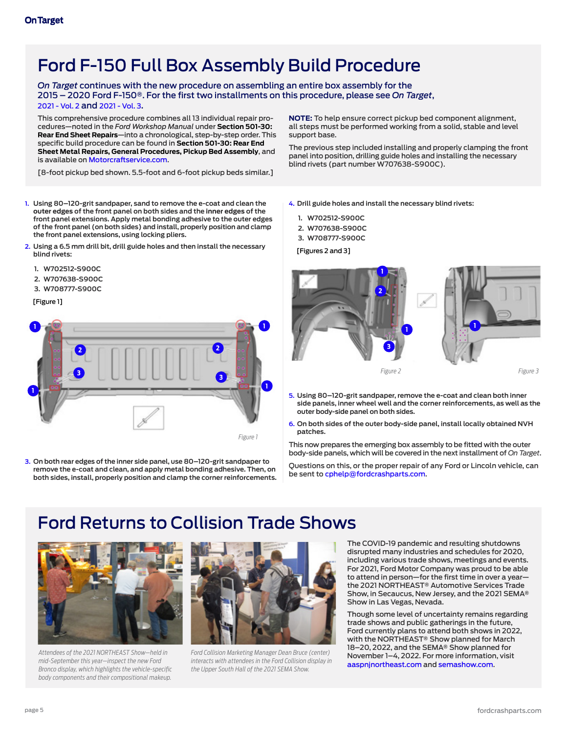# Ford F-150 Full Box Assembly Build Procedure

*On Target* continues with the new procedure on assembling an entire box assembly for the 2015 – 2020 Ford F-150®. For the first two installments on this procedure, please see *On Target*, 2021 - Vol. 2 and 2021 - Vol. 3.

This comprehensive procedure combines all 13 individual repair procedures—noted in the *Ford Workshop Manual* under **Section 501-30: Rear End Sheet Repairs**—into a chronological, step-by-step order. This specific build procedure can be found in **Section 501-30: Rear End Sheet Metal Repairs, General Procedures, Pickup Bed Assembly**, and is available on Motorcraftservice.com.

[8-foot pickup bed shown. 5.5-foot and 6-foot pickup beds similar.]

**NOTE:** To help ensure correct pickup bed component alignment, all steps must be performed working from a solid, stable and level support base.

The previous step included installing and properly clamping the front panel into position, drilling guide holes and installing the necessary blind rivets (part number W707638-S900C).

1. **Using 80–120-grit sandpaper, sand to remove the e-coat and clean the outer edges of the front panel on both sides and the inner edges of the front panel extensions. Apply metal bonding adhesive to the outer edges of the front panel (on both sides) and install, properly position and clamp the front panel extensions, using locking pliers.**
2. **Using a 6.5 mm drill bit, drill guide holes and then install the necessary blind rivets:**
   1. W702512-S900C
   2. W707638-S900C
   3. W708777-S900C

   [Figure 1]

Figure 1

3. **On both rear edges of the inner side panel, use 80–120-grit sandpaper to remove the e-coat and clean, and apply metal bonding adhesive. Then, on both sides, install, properly position and clamp the corner reinforcements.**
4. **Drill guide holes and install the necessary blind rivets:**
   1. W702512-S900C
   2. W707638-S900C
   3. W708777-S900C

   [Figures 2 and 3]

Figure 2

Figure 3

5. **Using 80–120-grit sandpaper, remove the e-coat and clean both inner side panels, inner wheel well and the corner reinforcements, as well as the outer body-side panel on both sides.**
6. **On both sides of the outer body-side panel, install locally obtained NVH patches.**

This now prepares the emerging box assembly to be fitted with the outer body-side panels, which will be covered in the next installment of *On Target*.

Questions on this, or the proper repair of any Ford or Lincoln vehicle, can be sent to cphelp@fordcrashparts.com.

# Ford Returns to Collision Trade Shows

*Attendees of the 2021 NORTHEAST Show—held in mid-September this year—inspect the new Ford Bronco display, which highlights the vehicle-specific body components and their compositional makeup.*

*Ford Collision Marketing Manager Dean Bruce (center) interacts with attendees in the Ford Collision display in the Upper South Hall of the 2021 SEMA Show.*

The COVID-19 pandemic and resulting shutdowns disrupted many industries and schedules for 2020, including various trade shows, meetings and events. For 2021, Ford Motor Company was proud to be able to attend in person—for the first time in over a year—the 2021 NORTHEAST® Automotive Services Trade Show, in Secaucus, New Jersey, and the 2021 SEMA® Show in Las Vegas, Nevada.

Though some level of uncertainty remains regarding trade shows and public gatherings in the future, Ford currently plans to attend both shows in 2022, with the NORTHEAST® Show planned for March 18–20, 2022, and the SEMA® Show planned for November 1–4, 2022. For more information, visit aaspnjnortheast.com and semashow.com.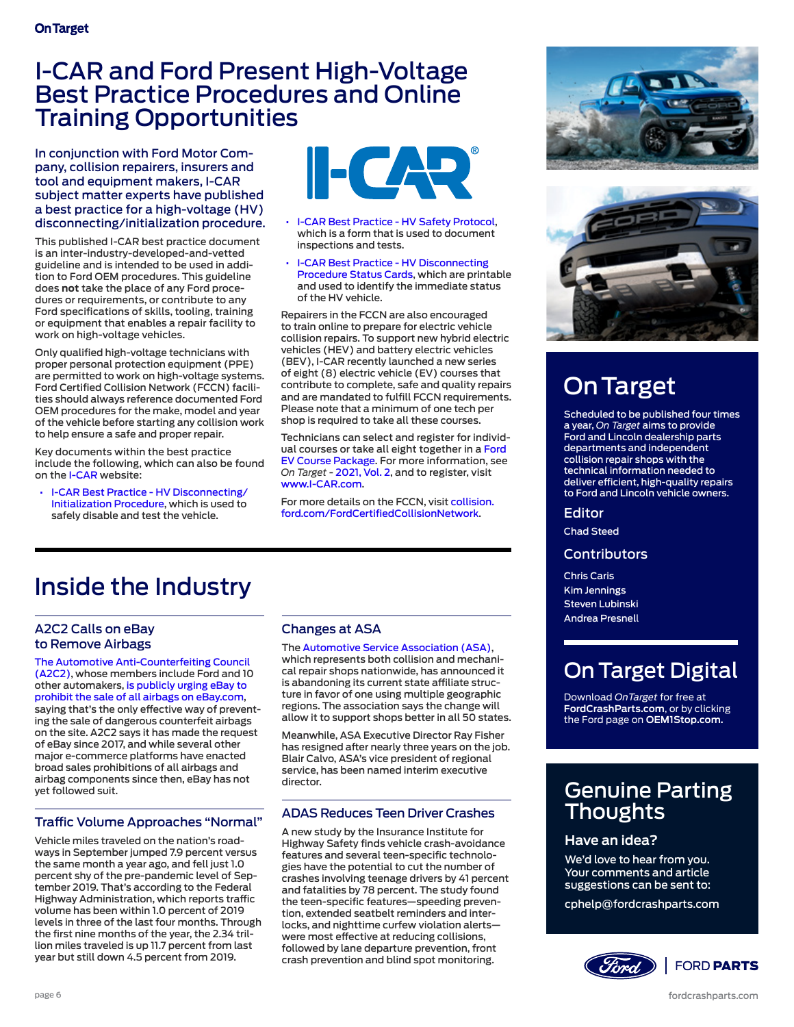# I-CAR and Ford Present High-Voltage Best Practice Procedures and Online Training Opportunities

**In conjunction with Ford Motor Company, collision repairers, insurers and tool and equipment makers, I-CAR subject matter experts have published a best practice for a high-voltage (HV) disconnecting/initialization procedure.**

This published I-CAR best practice document is an inter-industry-developed-and-vetted guideline and is intended to be used in addition to Ford OEM procedures. This guideline does **not** take the place of any Ford procedures or requirements, or contribute to any Ford specifications of skills, tooling, training or equipment that enables a repair facility to work on high-voltage vehicles.

Only qualified high-voltage technicians with proper personal protection equipment (PPE) are permitted to work on high-voltage systems. Ford Certified Collision Network (FCCN) facilities should always reference documented Ford OEM procedures for the make, model and year of the vehicle before starting any collision work to help ensure a safe and proper repair.

Key documents within the best practice include the following, which can also be found on the I-CAR website:

- I-CAR Best Practice - HV Disconnecting/Initialization Procedure, which is used to safely disable and test the vehicle.
- I-CAR Best Practice - HV Safety Protocol, which is a form that is used to document inspections and tests.
- I-CAR Best Practice - HV Disconnecting Procedure Status Cards, which are printable and used to identify the immediate status of the HV vehicle.

Repairers in the FCCN are also encouraged to train online to prepare for electric vehicle collision repairs. To support new hybrid electric vehicles (HEV) and battery electric vehicles (BEV), I-CAR recently launched a new series of eight (8) electric vehicle (EV) courses that contribute to complete, safe and quality repairs and are mandated to fulfill FCCN requirements. Please note that a minimum of one tech per shop is required to take all these courses.

Technicians can select and register for individual courses or take all eight together in a Ford EV Course Package. For more information, see *On Target* - 2021, Vol. 2, and to register, visit www.I-CAR.com.

For more details on the FCCN, visit collision.ford.com/FordCertifiedCollisionNetwork.

# Inside the Industry

## A2C2 Calls on eBay to Remove Airbags

The Automotive Anti-Counterfeiting Council (A2C2), whose members include Ford and 10 other automakers, is publicly urging eBay to prohibit the sale of all airbags on eBay.com, saying that's the only effective way of preventing the sale of dangerous counterfeit airbags on the site. A2C2 says it has made the request of eBay since 2017, and while several other major e-commerce platforms have enacted broad sales prohibitions of all airbags and airbag components since then, eBay has not yet followed suit.

## Traffic Volume Approaches "Normal"

Vehicle miles traveled on the nation's roadways in September jumped 7.9 percent versus the same month a year ago, and fell just 1.0 percent shy of the pre-pandemic level of September 2019. That's according to the Federal Highway Administration, which reports traffic volume has been within 1.0 percent of 2019 levels in three of the last four months. Through the first nine months of the year, the 2.34 trillion miles traveled is up 11.7 percent from last year but still down 4.5 percent from 2019.

## Changes at ASA

The Automotive Service Association (ASA), which represents both collision and mechanical repair shops nationwide, has announced it is abandoning its current state affiliate structure in favor of one using multiple geographic regions. The association says the change will allow it to support shops better in all 50 states.

Meanwhile, ASA Executive Director Ray Fisher has resigned after nearly three years on the job. Blair Calvo, ASA's vice president of regional service, has been named interim executive director.

## ADAS Reduces Teen Driver Crashes

A new study by the Insurance Institute for Highway Safety finds vehicle crash-avoidance features and several teen-specific technologies have the potential to cut the number of crashes involving teenage drivers by 41 percent and fatalities by 78 percent. The study found the teen-specific features—speeding prevention, extended seatbelt reminders and interlocks, and nighttime curfew violation alerts—were most effective at reducing collisions, followed by lane departure prevention, front crash prevention and blind spot monitoring.

## On Target

Scheduled to be published four times a year, *On Target* aims to provide Ford and Lincoln dealership parts departments and independent collision repair shops with the technical information needed to deliver efficient, high-quality repairs to Ford and Lincoln vehicle owners.

### Editor

Chad Steed

### Contributors

Chris Caris
Kim Jennings
Steven Lubinski
Andrea Presnell

## On Target Digital

Download *On Target* for free at **FordCrashParts.com**, or by clicking the Ford page on **OEM1Stop.com.**

## Genuine Parting Thoughts

### Have an idea?

We'd love to hear from you. Your comments and article suggestions can be sent to:

cphelp@fordcrashparts.com